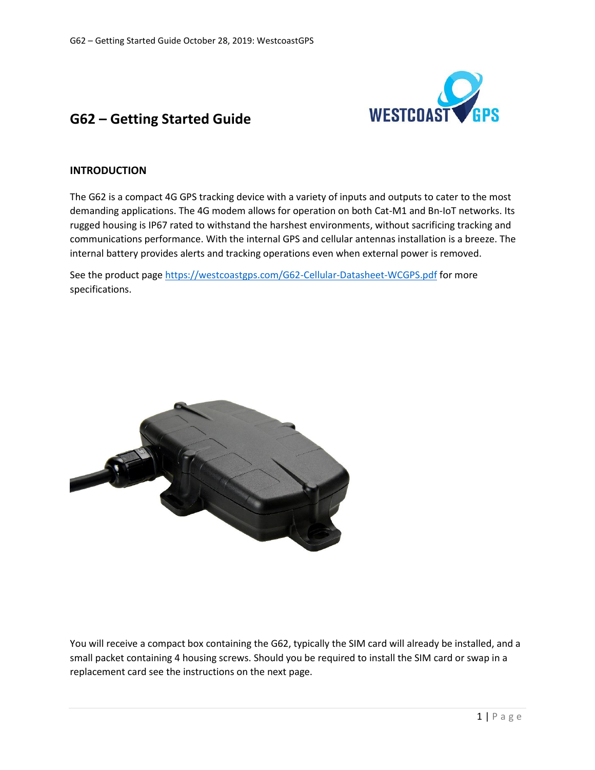# G62 – Getting Started Guide

## INTRODUCTION

The G62 is a compact 4G GPS tracking device with a variety of inputs and outputs to cater to the most demanding applications. The 4G modem allows for operation on both Cat-M1 and Bn-IoT networks. Its rugged housing is IP67 rated to withstand the harshest environments, without sacrificing tracking and communications performance. With the internal GPS and cellular antennas installation is a breeze. The internal battery provides alerts and tracking operations even when external power is removed.

See the product page https://westcoastgps.com/G62-Cellular-Datasheet-WCGPS.pdf for more specifications.

You will receive a compact box containing the G62, typically the SIM card will already be installed, and a small packet containing 4 housing screws. Should you be required to install the SIM card or swap in a replacement card see the instructions on the next page.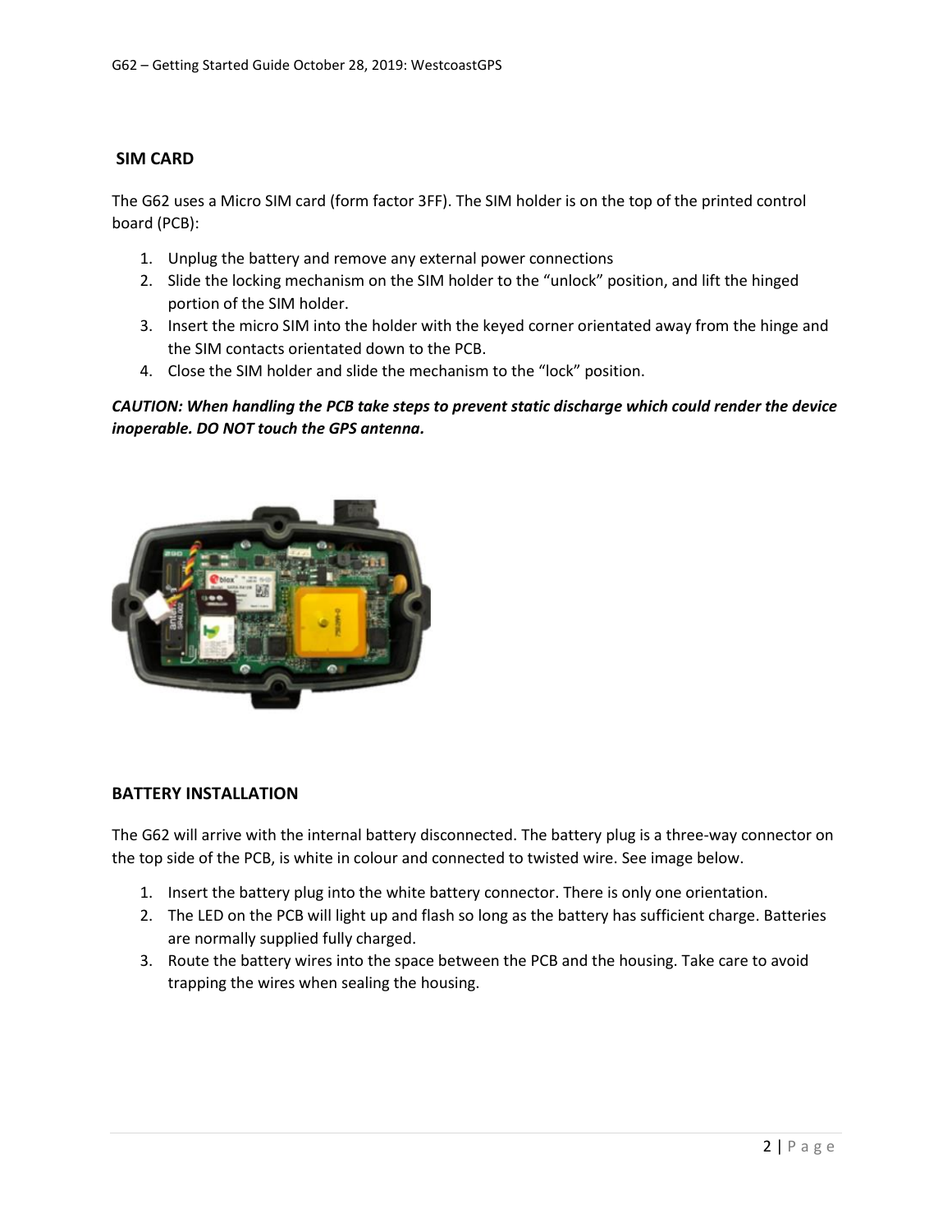## SIM CARD

The G62 uses a Micro SIM card (form factor 3FF). The SIM holder is on the top of the printed control board (PCB):

1. Unplug the battery and remove any external power connections
2. Slide the locking mechanism on the SIM holder to the "unlock" position, and lift the hinged portion of the SIM holder.
3. Insert the micro SIM into the holder with the keyed corner orientated away from the hinge and the SIM contacts orientated down to the PCB.
4. Close the SIM holder and slide the mechanism to the "lock" position.

***CAUTION: When handling the PCB take steps to prevent static discharge which could render the device inoperable. DO NOT touch the GPS antenna.***

## BATTERY INSTALLATION

The G62 will arrive with the internal battery disconnected. The battery plug is a three-way connector on the top side of the PCB, is white in colour and connected to twisted wire. See image below.

1. Insert the battery plug into the white battery connector. There is only one orientation.
2. The LED on the PCB will light up and flash so long as the battery has sufficient charge. Batteries are normally supplied fully charged.
3. Route the battery wires into the space between the PCB and the housing. Take care to avoid trapping the wires when sealing the housing.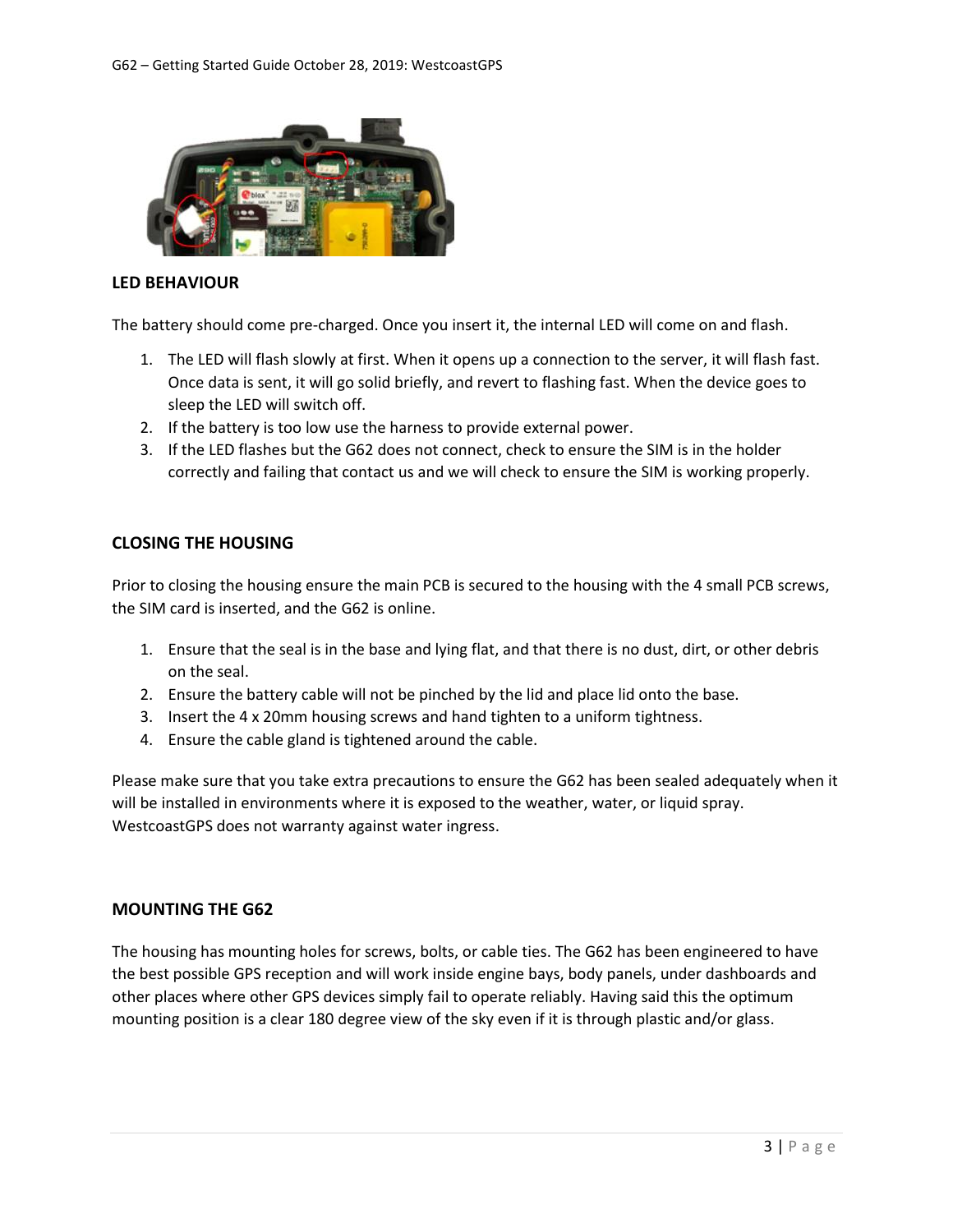## LED BEHAVIOUR

The battery should come pre-charged. Once you insert it, the internal LED will come on and flash.

1. The LED will flash slowly at first. When it opens up a connection to the server, it will flash fast. Once data is sent, it will go solid briefly, and revert to flashing fast. When the device goes to sleep the LED will switch off.
2. If the battery is too low use the harness to provide external power.
3. If the LED flashes but the G62 does not connect, check to ensure the SIM is in the holder correctly and failing that contact us and we will check to ensure the SIM is working properly.

## CLOSING THE HOUSING

Prior to closing the housing ensure the main PCB is secured to the housing with the 4 small PCB screws, the SIM card is inserted, and the G62 is online.

1. Ensure that the seal is in the base and lying flat, and that there is no dust, dirt, or other debris on the seal.
2. Ensure the battery cable will not be pinched by the lid and place lid onto the base.
3. Insert the 4 x 20mm housing screws and hand tighten to a uniform tightness.
4. Ensure the cable gland is tightened around the cable.

Please make sure that you take extra precautions to ensure the G62 has been sealed adequately when it will be installed in environments where it is exposed to the weather, water, or liquid spray. WestcoastGPS does not warranty against water ingress.

## MOUNTING THE G62

The housing has mounting holes for screws, bolts, or cable ties. The G62 has been engineered to have the best possible GPS reception and will work inside engine bays, body panels, under dashboards and other places where other GPS devices simply fail to operate reliably. Having said this the optimum mounting position is a clear 180 degree view of the sky even if it is through plastic and/or glass.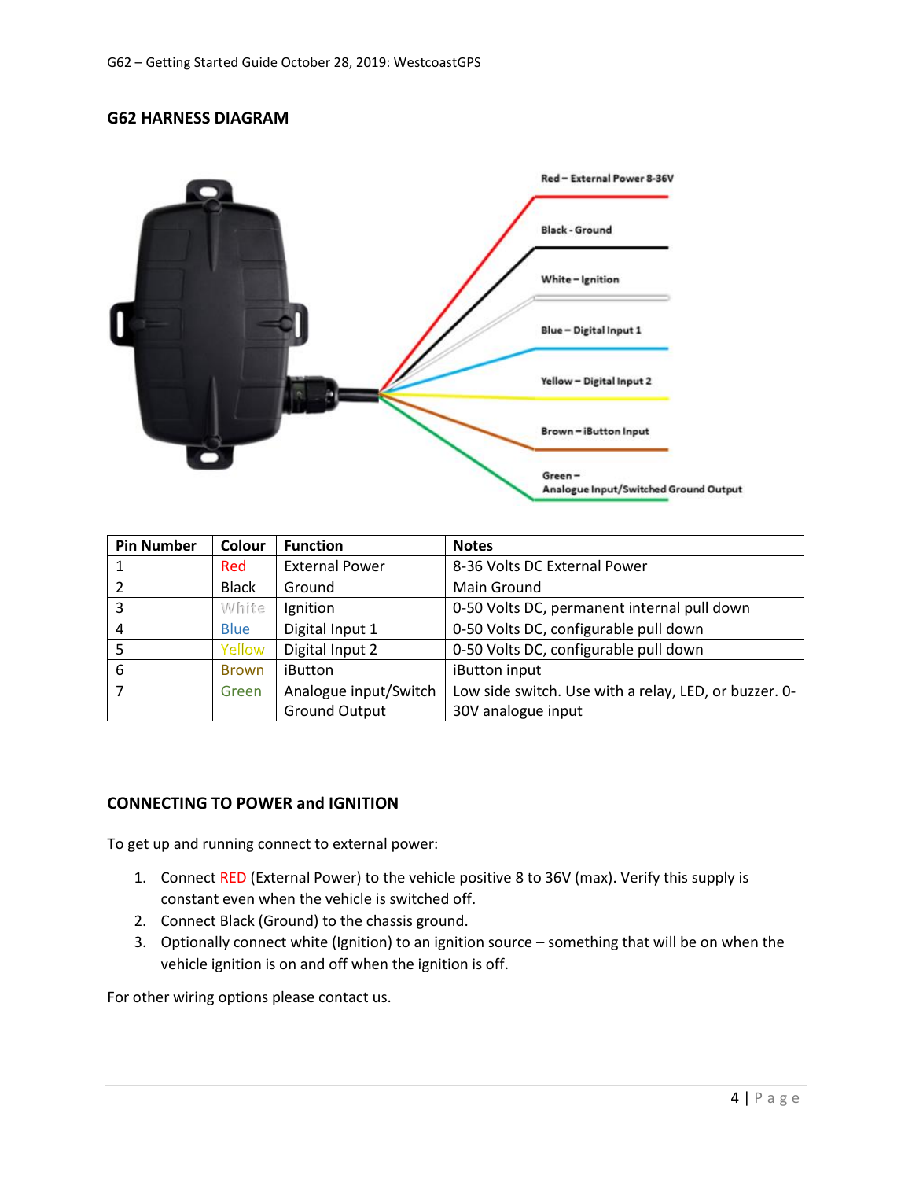## G62 HARNESS DIAGRAM

| Pin Number | Colour | Function | Notes |
|---|---|---|---|
| 1 | Red | External Power | 8-36 Volts DC External Power |
| 2 | Black | Ground | Main Ground |
| 3 | White | Ignition | 0-50 Volts DC, permanent internal pull down |
| 4 | Blue | Digital Input 1 | 0-50 Volts DC, configurable pull down |
| 5 | Yellow | Digital Input 2 | 0-50 Volts DC, configurable pull down |
| 6 | Brown | iButton | iButton input |
| 7 | Green | Analogue input/Switch Ground Output | Low side switch. Use with a relay, LED, or buzzer. 0-30V analogue input |

## CONNECTING TO POWER and IGNITION

To get up and running connect to external power:

1. Connect RED (External Power) to the vehicle positive 8 to 36V (max). Verify this supply is constant even when the vehicle is switched off.
2. Connect Black (Ground) to the chassis ground.
3. Optionally connect white (Ignition) to an ignition source – something that will be on when the vehicle ignition is on and off when the ignition is off.

For other wiring options please contact us.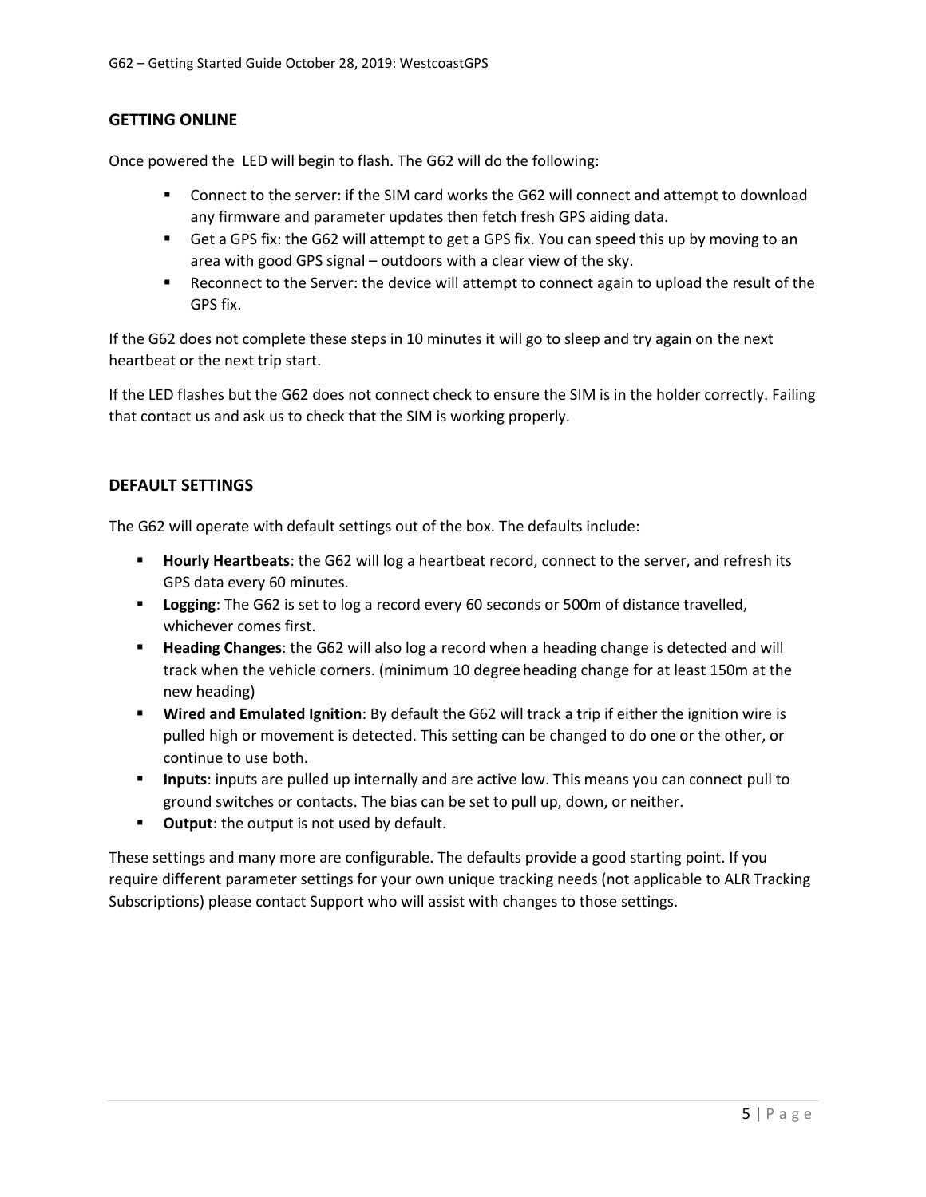## GETTING ONLINE

Once powered the LED will begin to flash. The G62 will do the following:

- Connect to the server: if the SIM card works the G62 will connect and attempt to download any firmware and parameter updates then fetch fresh GPS aiding data.
- Get a GPS fix: the G62 will attempt to get a GPS fix. You can speed this up by moving to an area with good GPS signal – outdoors with a clear view of the sky.
- Reconnect to the Server: the device will attempt to connect again to upload the result of the GPS fix.

If the G62 does not complete these steps in 10 minutes it will go to sleep and try again on the next heartbeat or the next trip start.

If the LED flashes but the G62 does not connect check to ensure the SIM is in the holder correctly. Failing that contact us and ask us to check that the SIM is working properly.

## DEFAULT SETTINGS

The G62 will operate with default settings out of the box. The defaults include:

- **Hourly Heartbeats**: the G62 will log a heartbeat record, connect to the server, and refresh its GPS data every 60 minutes.
- **Logging**: The G62 is set to log a record every 60 seconds or 500m of distance travelled, whichever comes first.
- **Heading Changes**: the G62 will also log a record when a heading change is detected and will track when the vehicle corners. (minimum 10 degree heading change for at least 150m at the new heading)
- **Wired and Emulated Ignition**: By default the G62 will track a trip if either the ignition wire is pulled high or movement is detected. This setting can be changed to do one or the other, or continue to use both.
- **Inputs**: inputs are pulled up internally and are active low. This means you can connect pull to ground switches or contacts. The bias can be set to pull up, down, or neither.
- **Output**: the output is not used by default.

These settings and many more are configurable. The defaults provide a good starting point. If you require different parameter settings for your own unique tracking needs (not applicable to ALR Tracking Subscriptions) please contact Support who will assist with changes to those settings.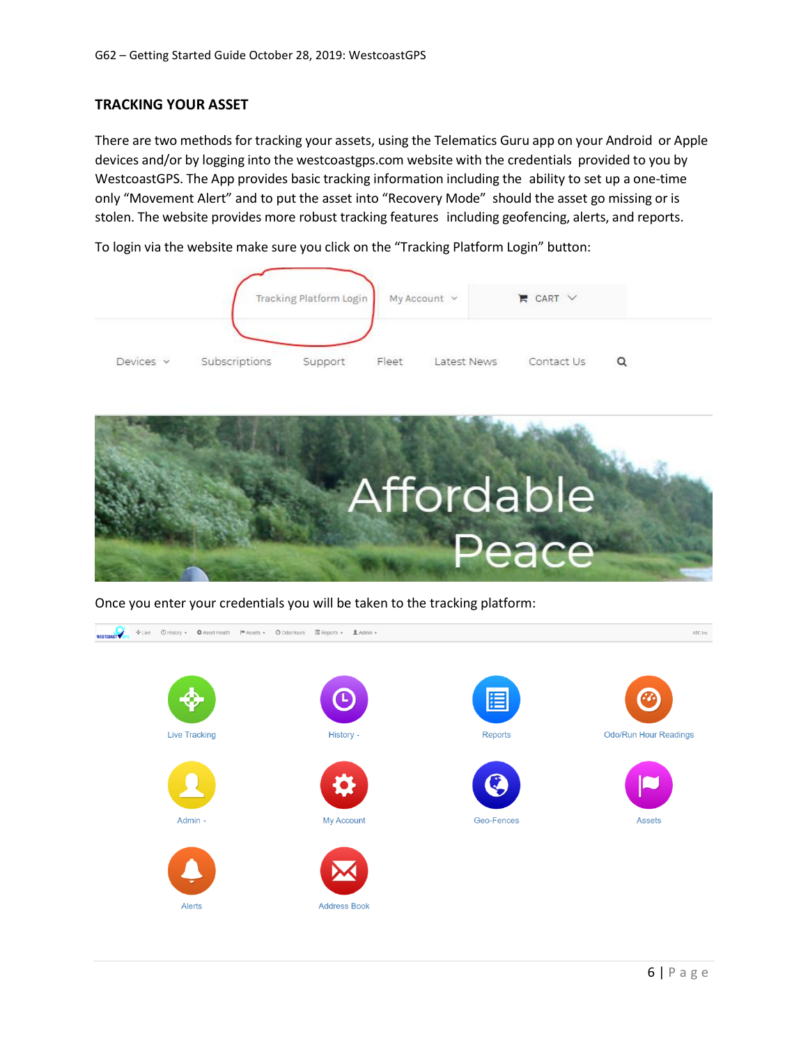## TRACKING YOUR ASSET

There are two methods for tracking your assets, using the Telematics Guru app on your Android or Apple devices and/or by logging into the westcoastgps.com website with the credentials provided to you by WestcoastGPS. The App provides basic tracking information including the ability to set up a one-time only "Movement Alert" and to put the asset into "Recovery Mode" should the asset go missing or is stolen. The website provides more robust tracking features including geofencing, alerts, and reports.

To login via the website make sure you click on the "Tracking Platform Login" button:

Once you enter your credentials you will be taken to the tracking platform: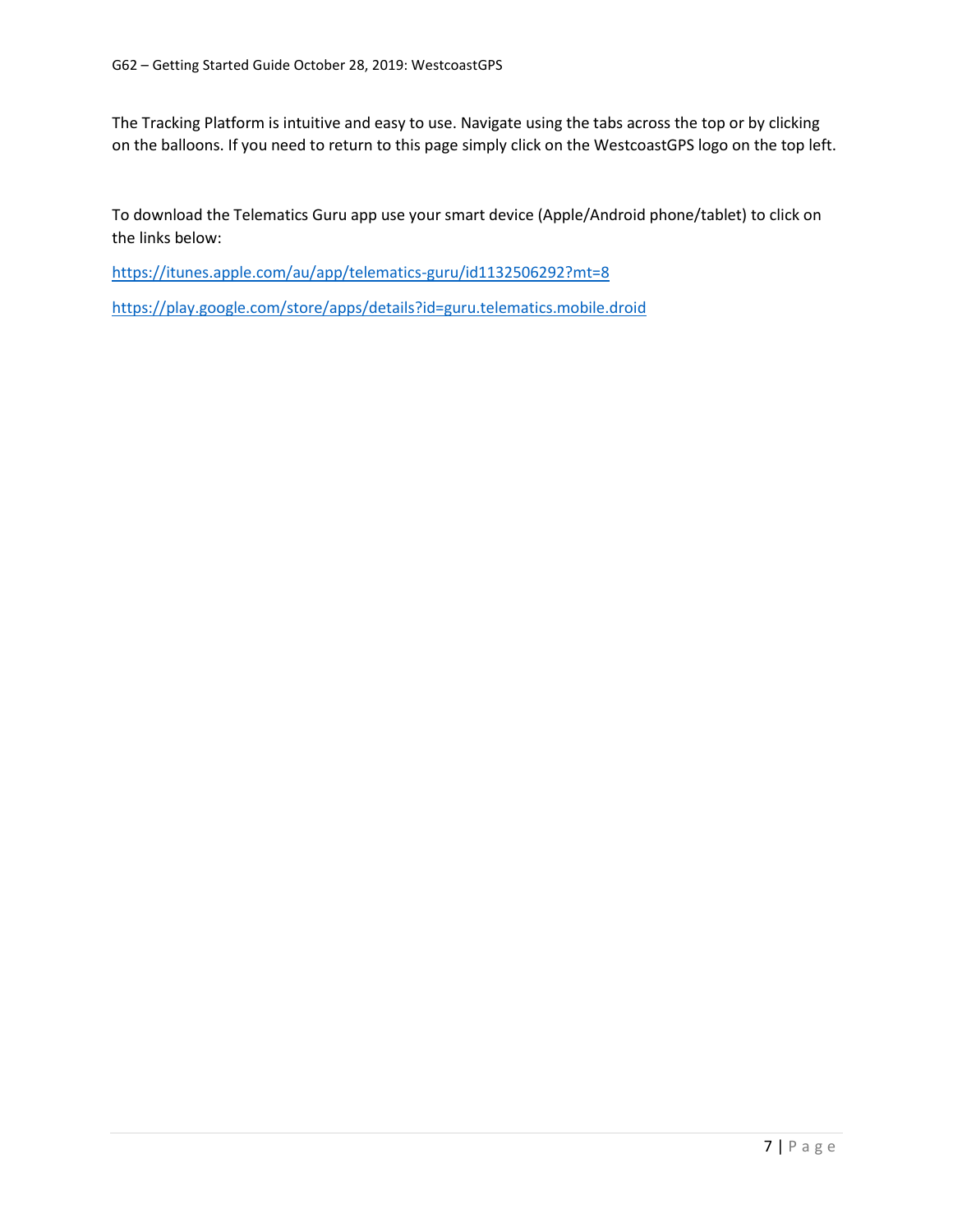The Tracking Platform is intuitive and easy to use. Navigate using the tabs across the top or by clicking on the balloons. If you need to return to this page simply click on the WestcoastGPS logo on the top left.

To download the Telematics Guru app use your smart device (Apple/Android phone/tablet) to click on the links below:

https://itunes.apple.com/au/app/telematics-guru/id1132506292?mt=8

https://play.google.com/store/apps/details?id=guru.telematics.mobile.droid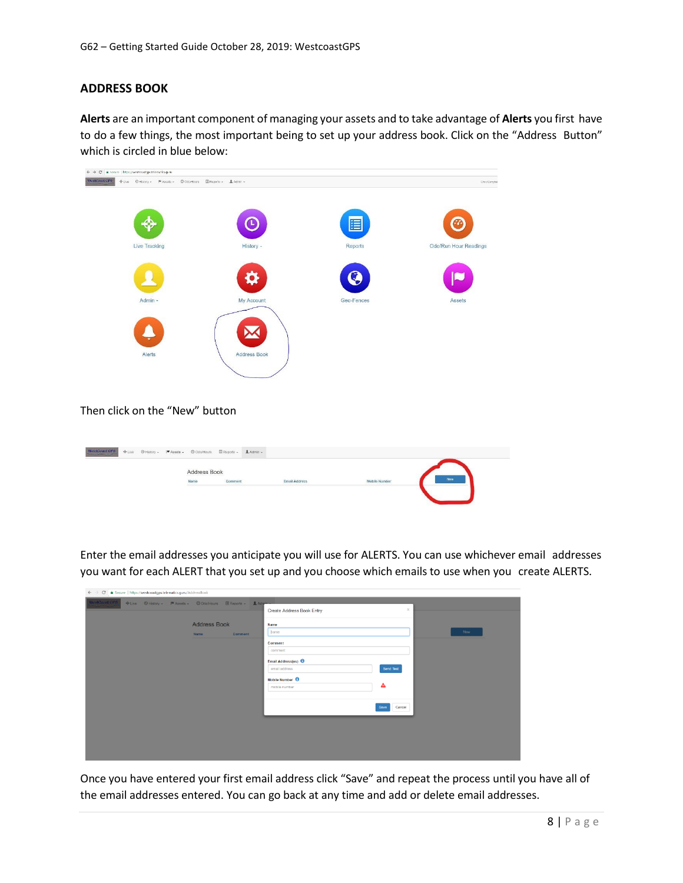## ADDRESS BOOK

**Alerts** are an important component of managing your assets and to take advantage of **Alerts** you first have to do a few things, the most important being to set up your address book. Click on the "Address Button" which is circled in blue below:

Then click on the "New" button

Enter the email addresses you anticipate you will use for ALERTS. You can use whichever email addresses you want for each ALERT that you set up and you choose which emails to use when you create ALERTS.

Once you have entered your first email address click "Save" and repeat the process until you have all of the email addresses entered. You can go back at any time and add or delete email addresses.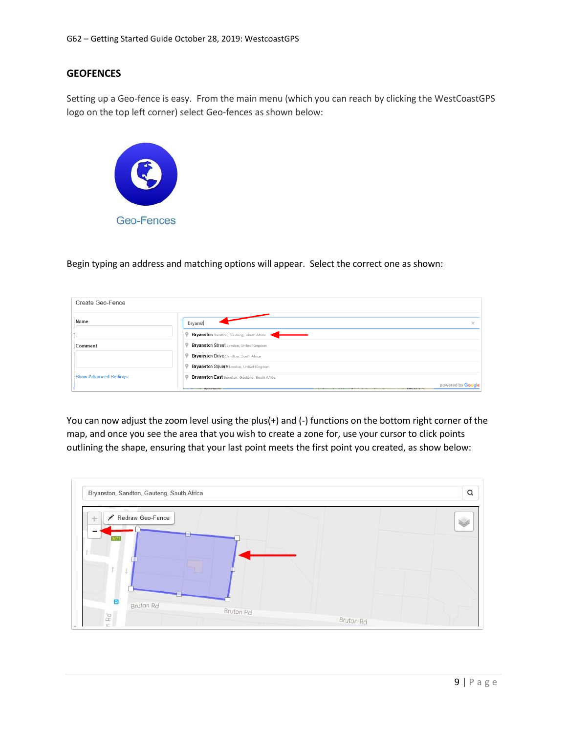## GEOFENCES

Setting up a Geo-fence is easy. From the main menu (which you can reach by clicking the WestCoastGPS logo on the top left corner) select Geo-fences as shown below:

Begin typing an address and matching options will appear. Select the correct one as shown:

You can now adjust the zoom level using the plus(+) and (-) functions on the bottom right corner of the map, and once you see the area that you wish to create a zone for, use your cursor to click points outlining the shape, ensuring that your last point meets the first point you created, as show below: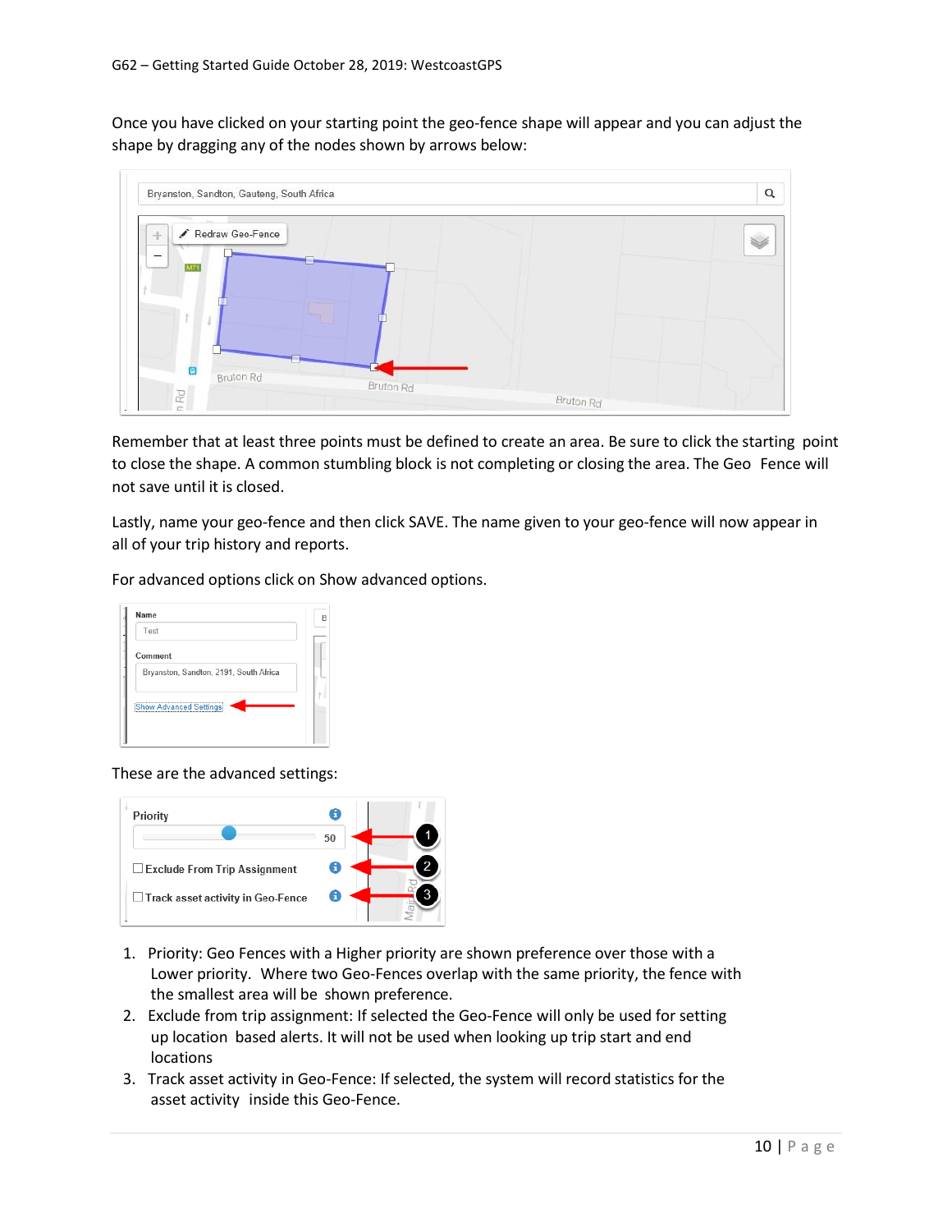Once you have clicked on your starting point the geo-fence shape will appear and you can adjust the shape by dragging any of the nodes shown by arrows below:

Remember that at least three points must be defined to create an area. Be sure to click the starting point to close the shape. A common stumbling block is not completing or closing the area. The Geo Fence will not save until it is closed.

Lastly, name your geo-fence and then click SAVE. The name given to your geo-fence will now appear in all of your trip history and reports.

For advanced options click on Show advanced options.

These are the advanced settings:

1. Priority: Geo Fences with a Higher priority are shown preference over those with a Lower priority. Where two Geo-Fences overlap with the same priority, the fence with the smallest area will be shown preference.
2. Exclude from trip assignment: If selected the Geo-Fence will only be used for setting up location based alerts. It will not be used when looking up trip start and end locations
3. Track asset activity in Geo-Fence: If selected, the system will record statistics for the asset activity inside this Geo-Fence.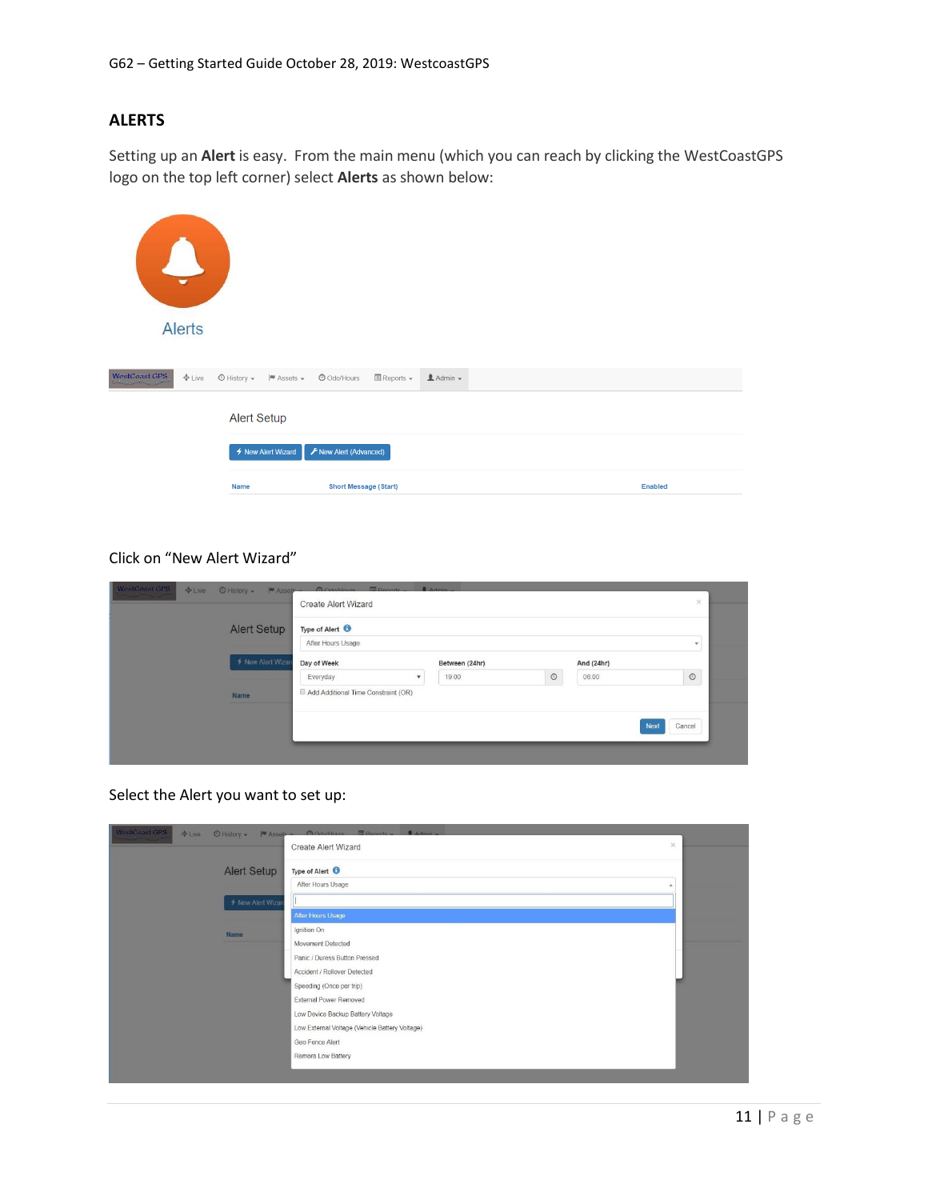## ALERTS

Setting up an **Alert** is easy. From the main menu (which you can reach by clicking the WestCoastGPS logo on the top left corner) select **Alerts** as shown below:

Click on "New Alert Wizard"

Select the Alert you want to set up: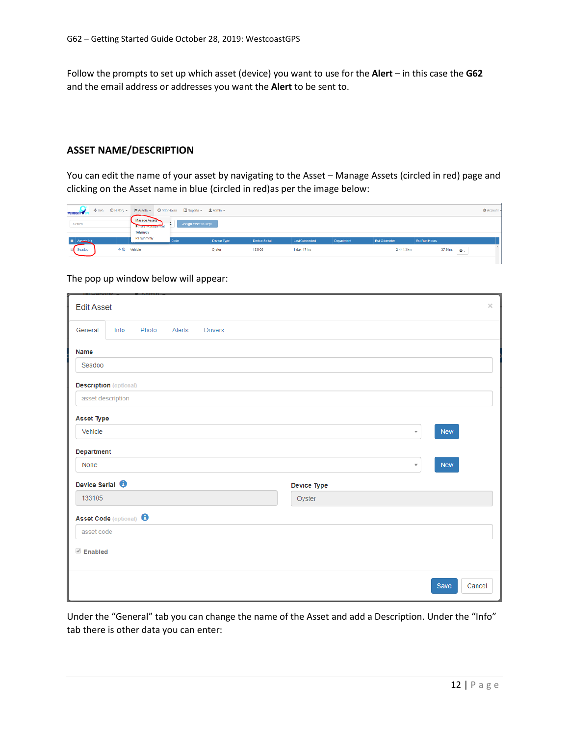Follow the prompts to set up which asset (device) you want to use for the **Alert** – in this case the **G62** and the email address or addresses you want the **Alert** to be sent to.

## ASSET NAME/DESCRIPTION

You can edit the name of your asset by navigating to the Asset – Manage Assets (circled in red) page and clicking on the Asset name in blue (circled in red)as per the image below:

The pop up window below will appear:

Under the "General" tab you can change the name of the Asset and add a Description. Under the "Info" tab there is other data you can enter: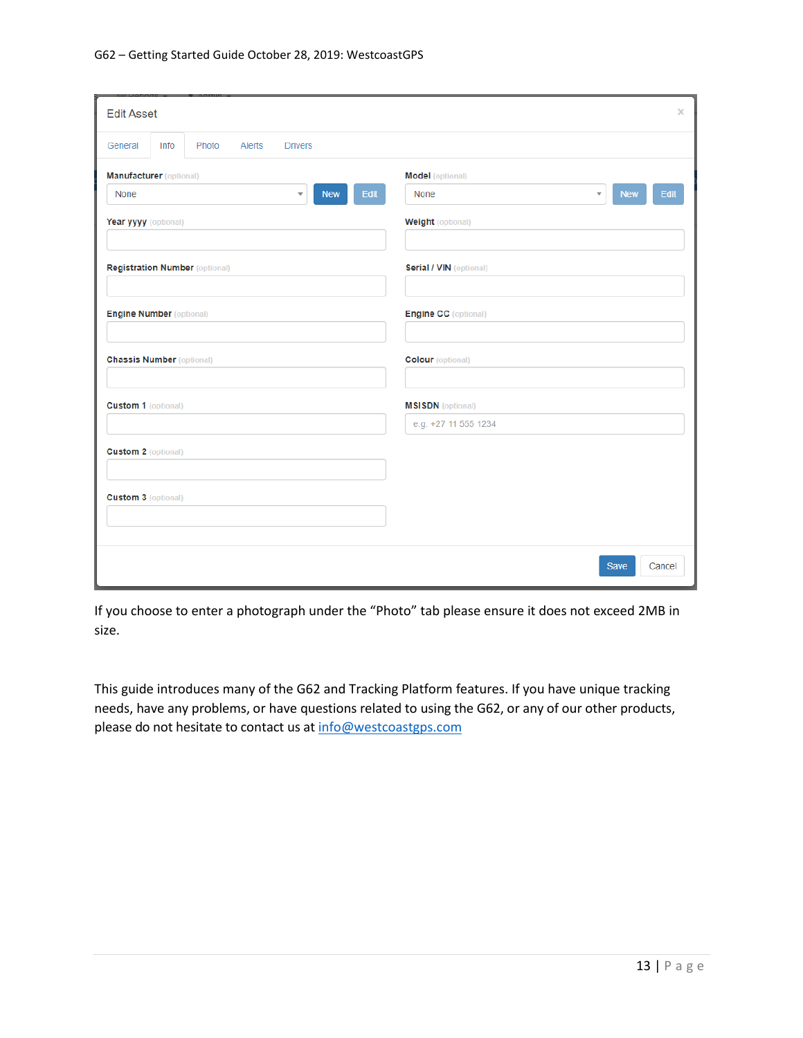Edit Asset

General | Info | Photo | Alerts | Drivers

Manufacturer (optional)
None
New | Edit

Model (optional)
None
New | Edit

Year yyyy (optional)

Weight (optional)

Registration Number (optional)

Serial / VIN (optional)

Engine Number (optional)

Engine CC (optional)

Chassis Number (optional)

Colour (optional)

Custom 1 (optional)

MSISDN (optional)
e.g. +27 11 555 1234

Custom 2 (optional)

Custom 3 (optional)

Save | Cancel

If you choose to enter a photograph under the "Photo" tab please ensure it does not exceed 2MB in size.

This guide introduces many of the G62 and Tracking Platform features. If you have unique tracking needs, have any problems, or have questions related to using the G62, or any of our other products, please do not hesitate to contact us at info@westcoastgps.com